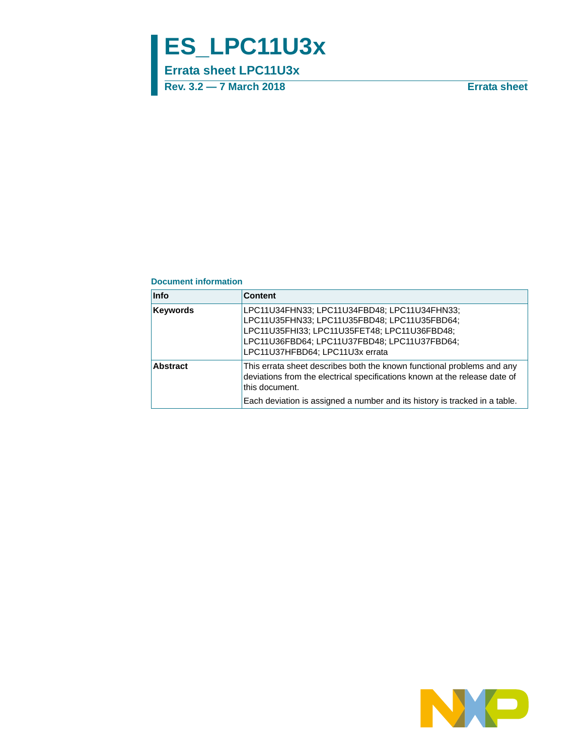# ES_LPC11U3x

## Errata sheet LPC11U3x

**Rev. 3.2 — 7 March 2018** **Errata sheet**

### Document information

| Info | Content |
|---|---|
| **Keywords** | LPC11U34FHN33; LPC11U34FBD48; LPC11U34FHN33; LPC11U35FHN33; LPC11U35FBD48; LPC11U35FBD64; LPC11U35FHI33; LPC11U35FET48; LPC11U36FBD48; LPC11U36FBD64; LPC11U37FBD48; LPC11U37FBD64; LPC11U37HFBD64; LPC11U3x errata |
| **Abstract** | This errata sheet describes both the known functional problems and any deviations from the electrical specifications known at the release date of this document. Each deviation is assigned a number and its history is tracked in a table. |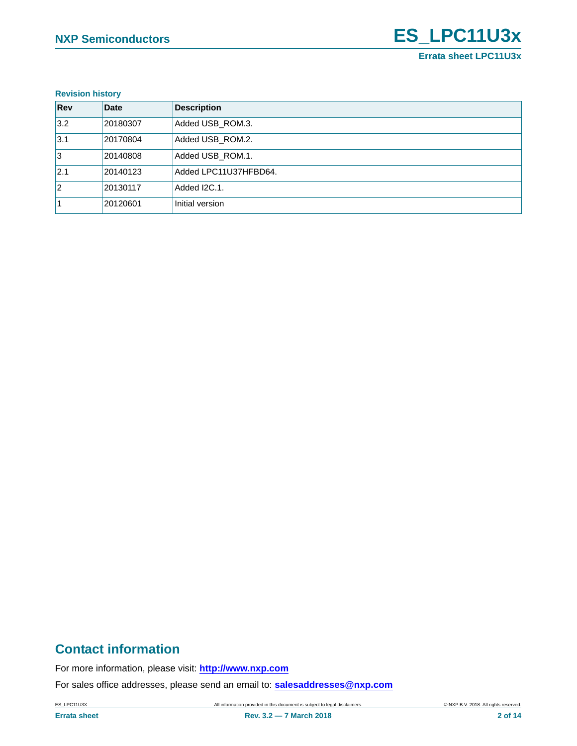**Revision history**

| Rev | Date | Description |
|---|---|---|
| 3.2 | 20180307 | Added USB_ROM.3. |
| 3.1 | 20170804 | Added USB_ROM.2. |
| 3 | 20140808 | Added USB_ROM.1. |
| 2.1 | 20140123 | Added LPC11U37HFBD64. |
| 2 | 20130117 | Added I2C.1. |
| 1 | 20120601 | Initial version |

## Contact information

For more information, please visit: **http://www.nxp.com**

For sales office addresses, please send an email to: **salesaddresses@nxp.com**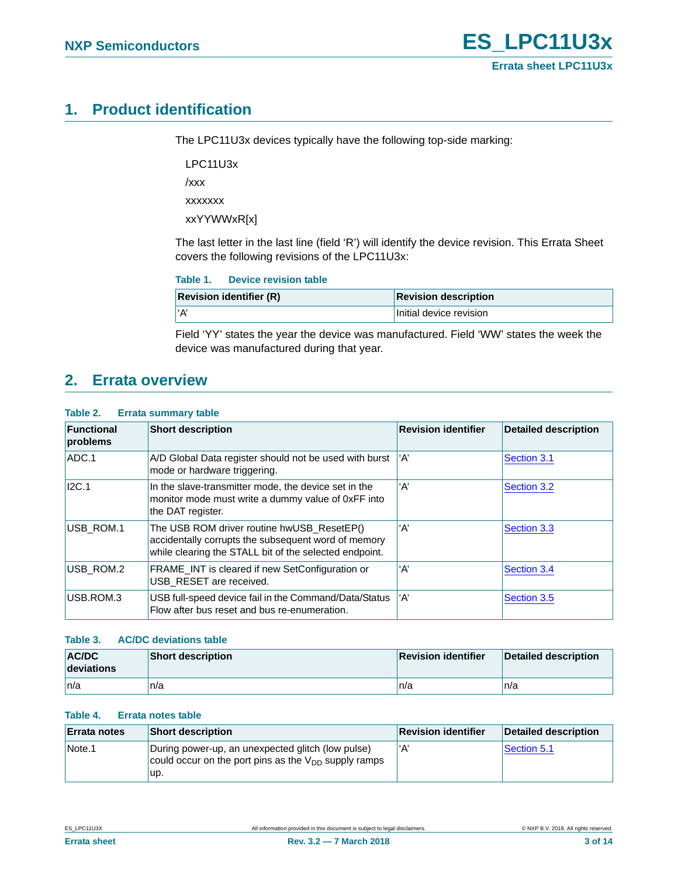## 1. Product identification

The LPC11U3x devices typically have the following top-side marking:

LPC11U3x

/xxx

xxxxxxx

xxYYWWxR[x]

The last letter in the last line (field 'R') will identify the device revision. This Errata Sheet covers the following revisions of the LPC11U3x:

**Table 1. Device revision table**

| Revision identifier (R) | Revision description |
|---|---|
| 'A' | Initial device revision |

Field 'YY' states the year the device was manufactured. Field 'WW' states the week the device was manufactured during that year.

## 2. Errata overview

**Table 2. Errata summary table**

| Functional problems | Short description | Revision identifier | Detailed description |
|---|---|---|---|
| ADC.1 | A/D Global Data register should not be used with burst mode or hardware triggering. | 'A' | Section 3.1 |
| I2C.1 | In the slave-transmitter mode, the device set in the monitor mode must write a dummy value of 0xFF into the DAT register. | 'A' | Section 3.2 |
| USB_ROM.1 | The USB ROM driver routine hwUSB_ResetEP() accidentally corrupts the subsequent word of memory while clearing the STALL bit of the selected endpoint. | 'A' | Section 3.3 |
| USB_ROM.2 | FRAME_INT is cleared if new SetConfiguration or USB_RESET are received. | 'A' | Section 3.4 |
| USB.ROM.3 | USB full-speed device fail in the Command/Data/Status Flow after bus reset and bus re-enumeration. | 'A' | Section 3.5 |

**Table 3. AC/DC deviations table**

| AC/DC deviations | Short description | Revision identifier | Detailed description |
|---|---|---|---|
| n/a | n/a | n/a | n/a |

**Table 4. Errata notes table**

| Errata notes | Short description | Revision identifier | Detailed description |
|---|---|---|---|
| Note.1 | During power-up, an unexpected glitch (low pulse) could occur on the port pins as the $V_{DD}$ supply ramps up. | 'A' | Section 5.1 |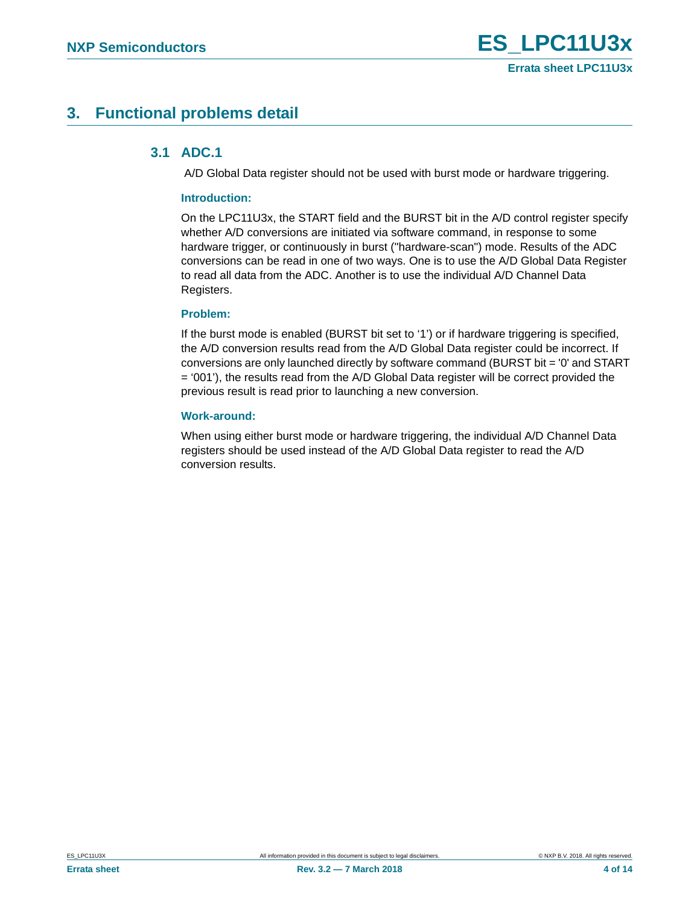# 3. Functional problems detail

## 3.1 ADC.1

A/D Global Data register should not be used with burst mode or hardware triggering.

### Introduction:

On the LPC11U3x, the START field and the BURST bit in the A/D control register specify whether A/D conversions are initiated via software command, in response to some hardware trigger, or continuously in burst ("hardware-scan") mode. Results of the ADC conversions can be read in one of two ways. One is to use the A/D Global Data Register to read all data from the ADC. Another is to use the individual A/D Channel Data Registers.

### Problem:

If the burst mode is enabled (BURST bit set to ‘1’) or if hardware triggering is specified, the A/D conversion results read from the A/D Global Data register could be incorrect. If conversions are only launched directly by software command (BURST bit = '0' and START = ‘001’), the results read from the A/D Global Data register will be correct provided the previous result is read prior to launching a new conversion.

### Work-around:

When using either burst mode or hardware triggering, the individual A/D Channel Data registers should be used instead of the A/D Global Data register to read the A/D conversion results.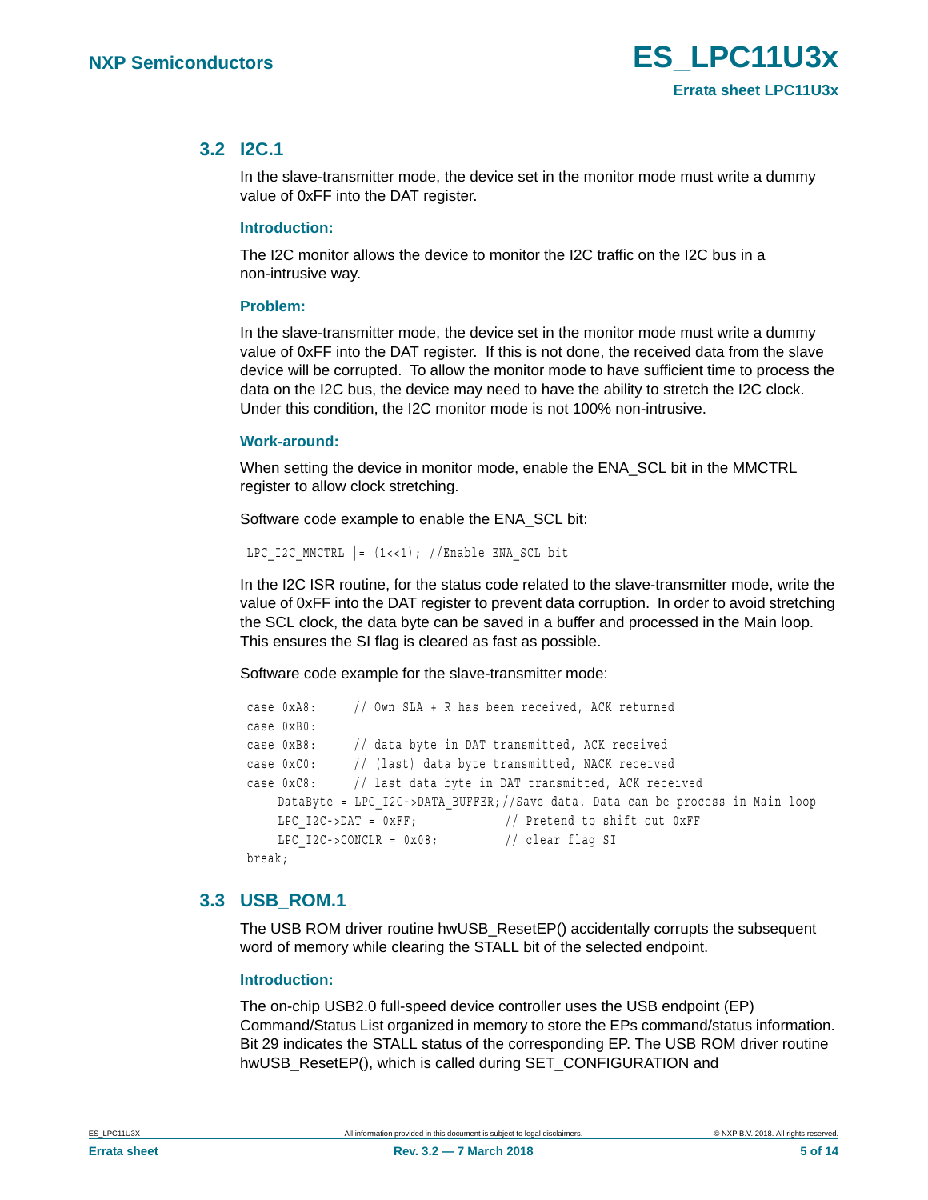## 3.2 I2C.1

In the slave-transmitter mode, the device set in the monitor mode must write a dummy value of 0xFF into the DAT register.

### Introduction:

The I2C monitor allows the device to monitor the I2C traffic on the I2C bus in a non-intrusive way.

### Problem:

In the slave-transmitter mode, the device set in the monitor mode must write a dummy value of 0xFF into the DAT register. If this is not done, the received data from the slave device will be corrupted. To allow the monitor mode to have sufficient time to process the data on the I2C bus, the device may need to have the ability to stretch the I2C clock. Under this condition, the I2C monitor mode is not 100% non-intrusive.

### Work-around:

When setting the device in monitor mode, enable the ENA_SCL bit in the MMCTRL register to allow clock stretching.

Software code example to enable the ENA_SCL bit:

```
LPC_I2C_MMCTRL |= (1<<1); //Enable ENA_SCL bit
```

In the I2C ISR routine, for the status code related to the slave-transmitter mode, write the value of 0xFF into the DAT register to prevent data corruption. In order to avoid stretching the SCL clock, the data byte can be saved in a buffer and processed in the Main loop. This ensures the SI flag is cleared as fast as possible.

Software code example for the slave-transmitter mode:

```
case 0xA8:     // Own SLA + R has been received, ACK returned
case 0xB0:
case 0xB8:     // data byte in DAT transmitted, ACK received
case 0xC0:     // (last) data byte transmitted, NACK received
case 0xC8:     // last data byte in DAT transmitted, ACK received
    DataByte = LPC_I2C->DATA_BUFFER;//Save data. Data can be process in Main loop
    LPC_I2C->DAT = 0xFF;            // Pretend to shift out 0xFF
    LPC_I2C->CONCLR = 0x08;         // clear flag SI
break;
```

## 3.3 USB_ROM.1

The USB ROM driver routine hwUSB_ResetEP() accidentally corrupts the subsequent word of memory while clearing the STALL bit of the selected endpoint.

### Introduction:

The on-chip USB2.0 full-speed device controller uses the USB endpoint (EP) Command/Status List organized in memory to store the EPs command/status information. Bit 29 indicates the STALL status of the corresponding EP. The USB ROM driver routine hwUSB_ResetEP(), which is called during SET_CONFIGURATION and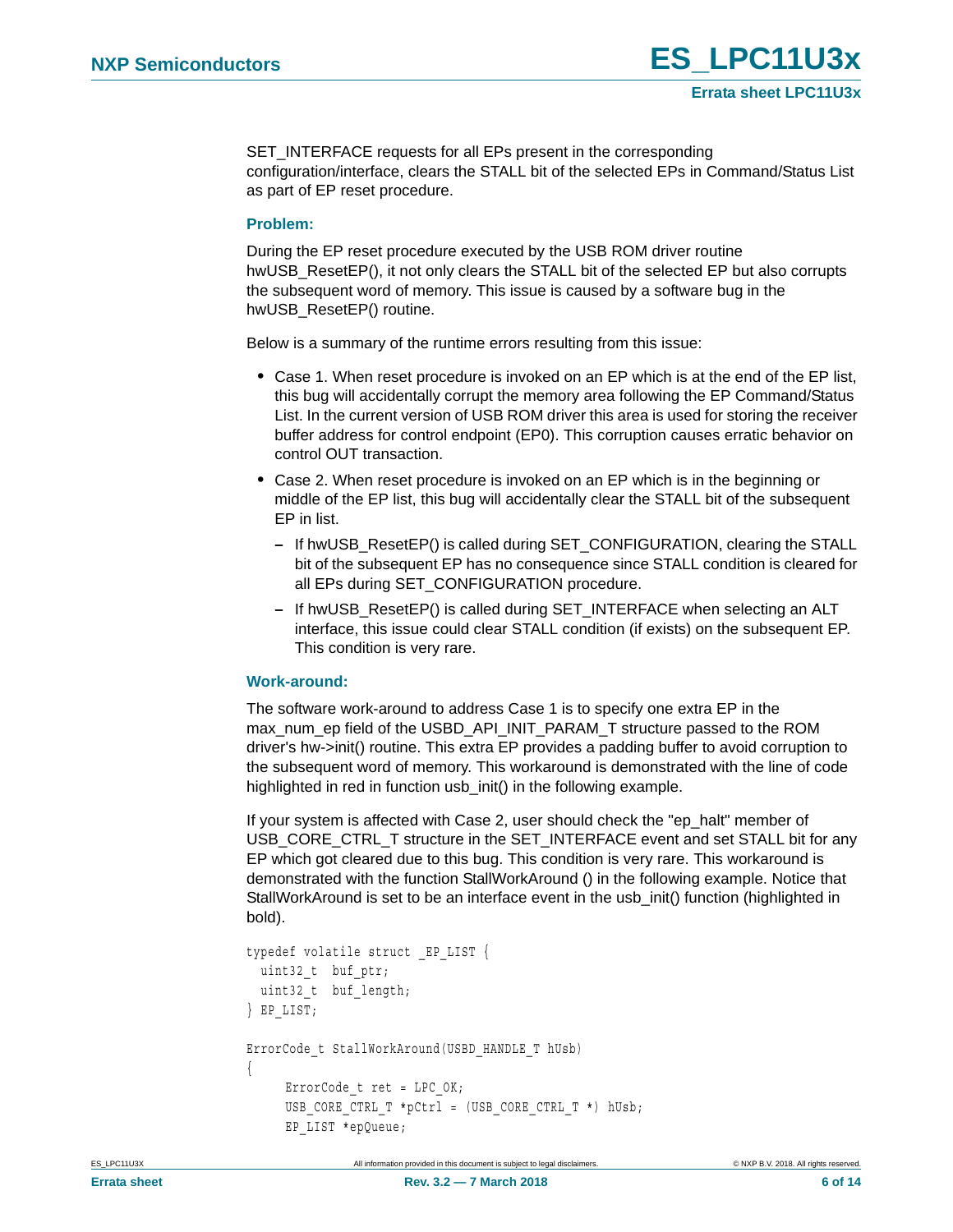SET_INTERFACE requests for all EPs present in the corresponding configuration/interface, clears the STALL bit of the selected EPs in Command/Status List as part of EP reset procedure.

### Problem:

During the EP reset procedure executed by the USB ROM driver routine hwUSB_ResetEP(), it not only clears the STALL bit of the selected EP but also corrupts the subsequent word of memory. This issue is caused by a software bug in the hwUSB_ResetEP() routine.

Below is a summary of the runtime errors resulting from this issue:

- Case 1. When reset procedure is invoked on an EP which is at the end of the EP list, this bug will accidentally corrupt the memory area following the EP Command/Status List. In the current version of USB ROM driver this area is used for storing the receiver buffer address for control endpoint (EP0). This corruption causes erratic behavior on control OUT transaction.
- Case 2. When reset procedure is invoked on an EP which is in the beginning or middle of the EP list, this bug will accidentally clear the STALL bit of the subsequent EP in list.
  - If hwUSB_ResetEP() is called during SET_CONFIGURATION, clearing the STALL bit of the subsequent EP has no consequence since STALL condition is cleared for all EPs during SET_CONFIGURATION procedure.
  - If hwUSB_ResetEP() is called during SET_INTERFACE when selecting an ALT interface, this issue could clear STALL condition (if exists) on the subsequent EP. This condition is very rare.

### Work-around:

The software work-around to address Case 1 is to specify one extra EP in the max_num_ep field of the USBD_API_INIT_PARAM_T structure passed to the ROM driver's hw->init() routine. This extra EP provides a padding buffer to avoid corruption to the subsequent word of memory. This workaround is demonstrated with the line of code highlighted in red in function usb_init() in the following example.

If your system is affected with Case 2, user should check the "ep_halt" member of USB_CORE_CTRL_T structure in the SET_INTERFACE event and set STALL bit for any EP which got cleared due to this bug. This condition is very rare. This workaround is demonstrated with the function StallWorkAround () in the following example. Notice that StallWorkAround is set to be an interface event in the usb_init() function (highlighted in bold).

```
typedef volatile struct _EP_LIST {
  uint32_t  buf_ptr;
  uint32_t  buf_length;
} EP_LIST;

ErrorCode_t StallWorkAround(USBD_HANDLE_T hUsb)
{
      ErrorCode_t ret = LPC_OK;
      USB_CORE_CTRL_T *pCtrl = (USB_CORE_CTRL_T *) hUsb;
      EP_LIST *epQueue;
```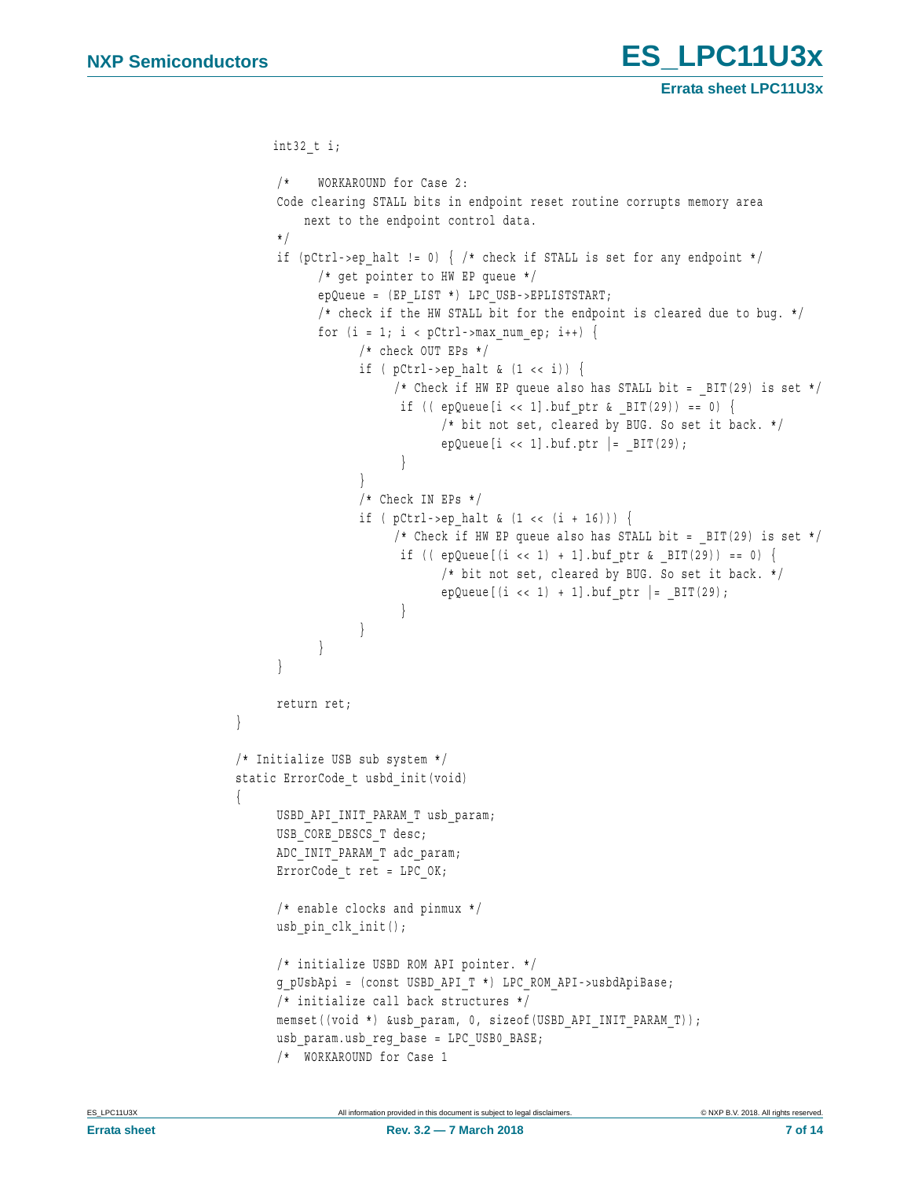```
    int32_t i;

    /*    WORKAROUND for Case 2:
    Code clearing STALL bits in endpoint reset routine corrupts memory area
        next to the endpoint control data.
    */
    if (pCtrl->ep_halt != 0) { /* check if STALL is set for any endpoint */
          /* get pointer to HW EP queue */
          epQueue = (EP_LIST *) LPC_USB->EPLISTSTART;
          /* check if the HW STALL bit for the endpoint is cleared due to bug. */
          for (i = 1; i < pCtrl->max_num_ep; i++) {
                /* check OUT EPs */
                if ( pCtrl->ep_halt & (1 << i)) {
                      /* Check if HW EP queue also has STALL bit = _BIT(29) is set */
                       if (( epQueue[i << 1].buf_ptr & _BIT(29)) == 0) {
                             /* bit not set, cleared by BUG. So set it back. */
                             epQueue[i << 1].buf.ptr |= _BIT(29);
                       }
                }
                /* Check IN EPs */
                if ( pCtrl->ep_halt & (1 << (i + 16))) {
                      /* Check if HW EP queue also has STALL bit = _BIT(29) is set */
                       if (( epQueue[(i << 1) + 1].buf_ptr & _BIT(29)) == 0) {
                             /* bit not set, cleared by BUG. So set it back. */
                             epQueue[(i << 1) + 1].buf_ptr |= _BIT(29);
                       }
                }
          }
    }

    return ret;
}

/* Initialize USB sub system */
static ErrorCode_t usbd_init(void)
{
    USBD_API_INIT_PARAM_T usb_param;
    USB_CORE_DESCS_T desc;
    ADC_INIT_PARAM_T adc_param;
    ErrorCode_t ret = LPC_OK;

    /* enable clocks and pinmux */
    usb_pin_clk_init();

    /* initialize USBD ROM API pointer. */
    g_pUsbApi = (const USBD_API_T *) LPC_ROM_API->usbdApiBase;
    /* initialize call back structures */
    memset((void *) &usb_param, 0, sizeof(USBD_API_INIT_PARAM_T));
    usb_param.usb_reg_base = LPC_USB0_BASE;
    /*  WORKAROUND for Case 1
```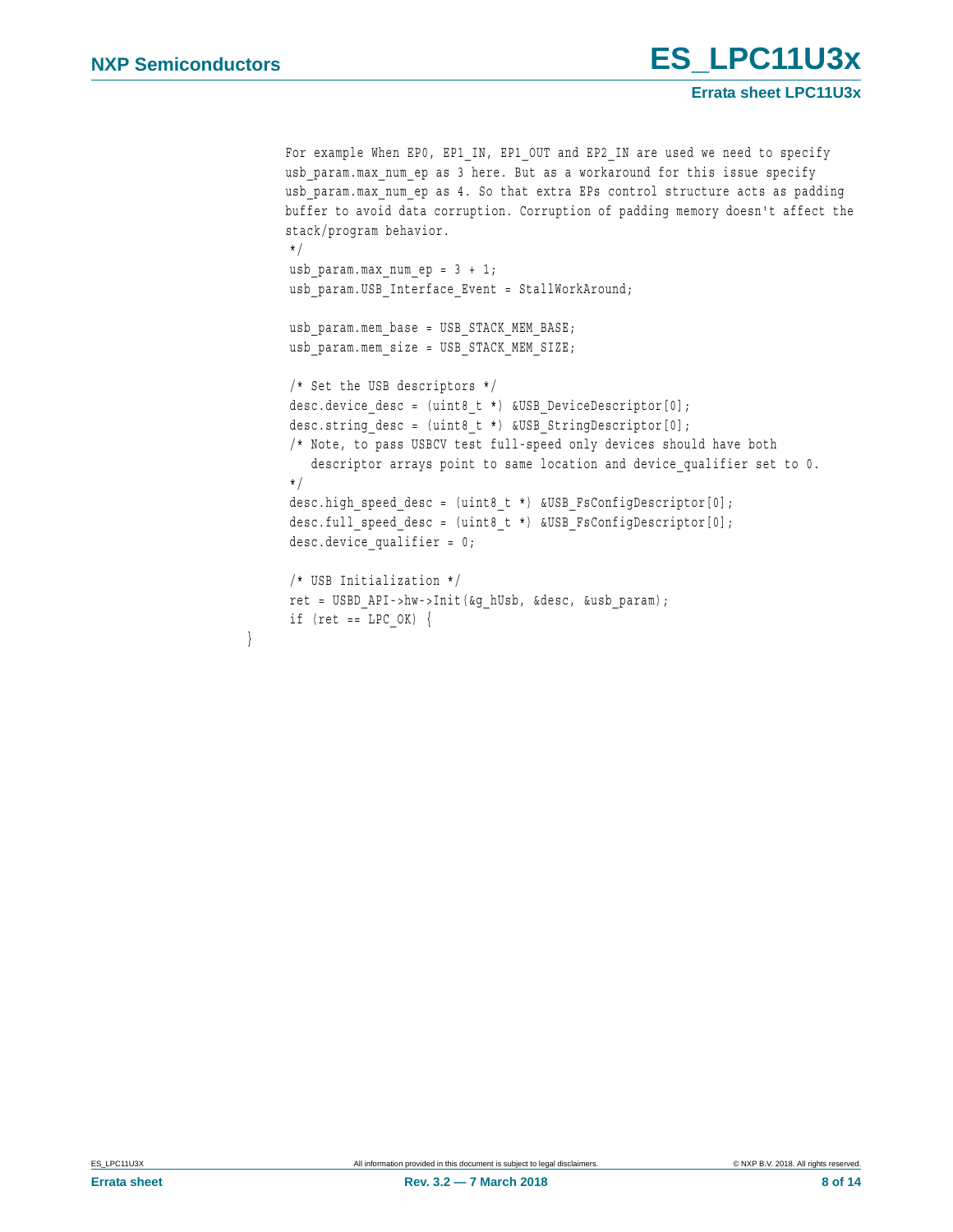```
    For example When EP0, EP1_IN, EP1_OUT and EP2_IN are used we need to specify
    usb_param.max_num_ep as 3 here. But as a workaround for this issue specify
    usb_param.max_num_ep as 4. So that extra EPs control structure acts as padding
    buffer to avoid data corruption. Corruption of padding memory doesn't affect the
    stack/program behavior.
     */
     usb_param.max_num_ep = 3 + 1;
     usb_param.USB_Interface_Event = StallWorkAround;

     usb_param.mem_base = USB_STACK_MEM_BASE;
     usb_param.mem_size = USB_STACK_MEM_SIZE;

     /* Set the USB descriptors */
     desc.device_desc = (uint8_t *) &USB_DeviceDescriptor[0];
     desc.string_desc = (uint8_t *) &USB_StringDescriptor[0];
     /* Note, to pass USBCV test full-speed only devices should have both
        descriptor arrays point to same location and device_qualifier set to 0.
     */
     desc.high_speed_desc = (uint8_t *) &USB_FsConfigDescriptor[0];
     desc.full_speed_desc = (uint8_t *) &USB_FsConfigDescriptor[0];
     desc.device_qualifier = 0;

     /* USB Initialization */
     ret = USBD_API->hw->Init(&g_hUsb, &desc, &usb_param);
     if (ret == LPC_OK) {
}
```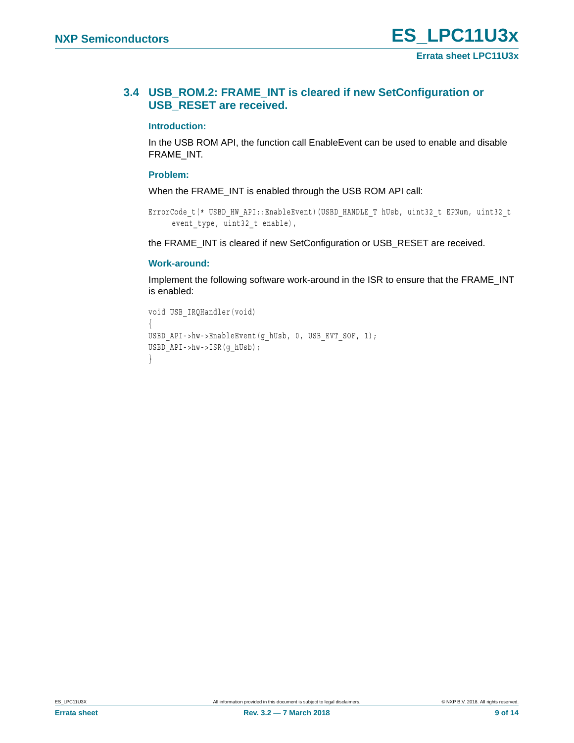## 3.4 USB_ROM.2: FRAME_INT is cleared if new SetConfiguration or USB_RESET are received.

### Introduction:

In the USB ROM API, the function call EnableEvent can be used to enable and disable FRAME_INT.

### Problem:

When the FRAME_INT is enabled through the USB ROM API call:

```
ErrorCode_t(* USBD_HW_API::EnableEvent)(USBD_HANDLE_T hUsb, uint32_t EPNum, uint32_t
     event_type, uint32_t enable),
```

the FRAME_INT is cleared if new SetConfiguration or USB_RESET are received.

### Work-around:

Implement the following software work-around in the ISR to ensure that the FRAME_INT is enabled:

```
void USB_IRQHandler(void)
{
USBD_API->hw->EnableEvent(g_hUsb, 0, USB_EVT_SOF, 1);
USBD_API->hw->ISR(g_hUsb);
}
```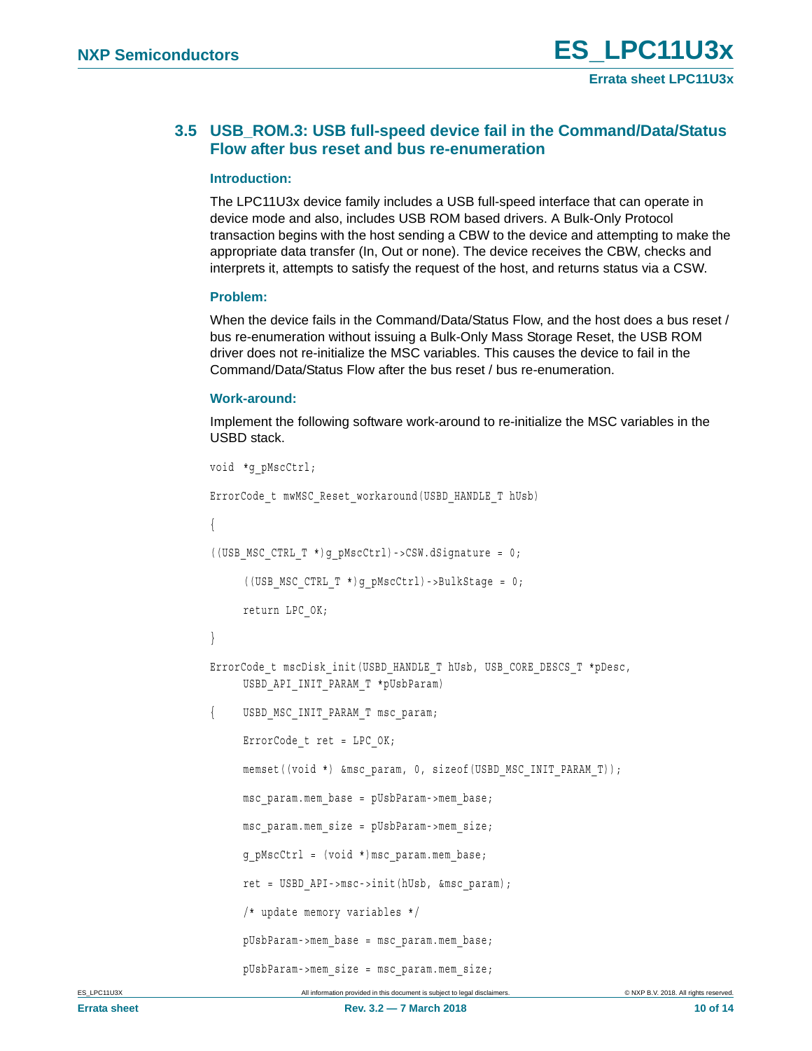### 3.5 USB_ROM.3: USB full-speed device fail in the Command/Data/Status Flow after bus reset and bus re-enumeration

#### Introduction:

The LPC11U3x device family includes a USB full-speed interface that can operate in device mode and also, includes USB ROM based drivers. A Bulk-Only Protocol transaction begins with the host sending a CBW to the device and attempting to make the appropriate data transfer (In, Out or none). The device receives the CBW, checks and interprets it, attempts to satisfy the request of the host, and returns status via a CSW.

#### Problem:

When the device fails in the Command/Data/Status Flow, and the host does a bus reset / bus re-enumeration without issuing a Bulk-Only Mass Storage Reset, the USB ROM driver does not re-initialize the MSC variables. This causes the device to fail in the Command/Data/Status Flow after the bus reset / bus re-enumeration.

#### Work-around:

Implement the following software work-around to re-initialize the MSC variables in the USBD stack.

```
void *g_pMscCtrl;

ErrorCode_t mwMSC_Reset_workaround(USBD_HANDLE_T hUsb)

{

((USB_MSC_CTRL_T *)g_pMscCtrl)->CSW.dSignature = 0;

    ((USB_MSC_CTRL_T *)g_pMscCtrl)->BulkStage = 0;

    return LPC_OK;

}

ErrorCode_t mscDisk_init(USBD_HANDLE_T hUsb, USB_CORE_DESCS_T *pDesc,
    USBD_API_INIT_PARAM_T *pUsbParam)

{   USBD_MSC_INIT_PARAM_T msc_param;

    ErrorCode_t ret = LPC_OK;

    memset((void *) &msc_param, 0, sizeof(USBD_MSC_INIT_PARAM_T));

    msc_param.mem_base = pUsbParam->mem_base;

    msc_param.mem_size = pUsbParam->mem_size;

    g_pMscCtrl = (void *)msc_param.mem_base;

    ret = USBD_API->msc->init(hUsb, &msc_param);

    /* update memory variables */

    pUsbParam->mem_base = msc_param.mem_base;

    pUsbParam->mem_size = msc_param.mem_size;
```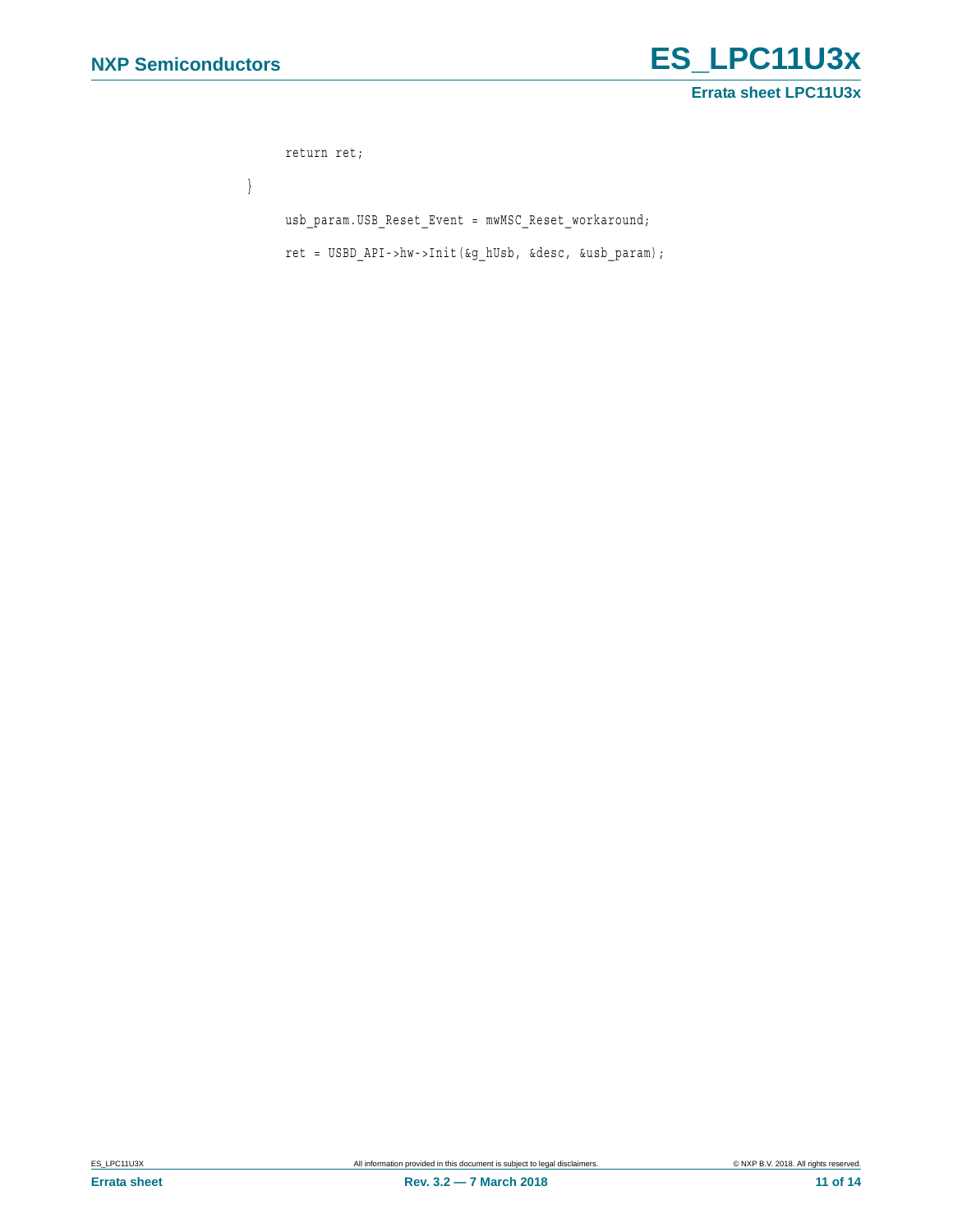```
    return ret;
}
    usb_param.USB_Reset_Event = mwMSC_Reset_workaround;
    ret = USBD_API->hw->Init(&g_hUsb, &desc, &usb_param);
```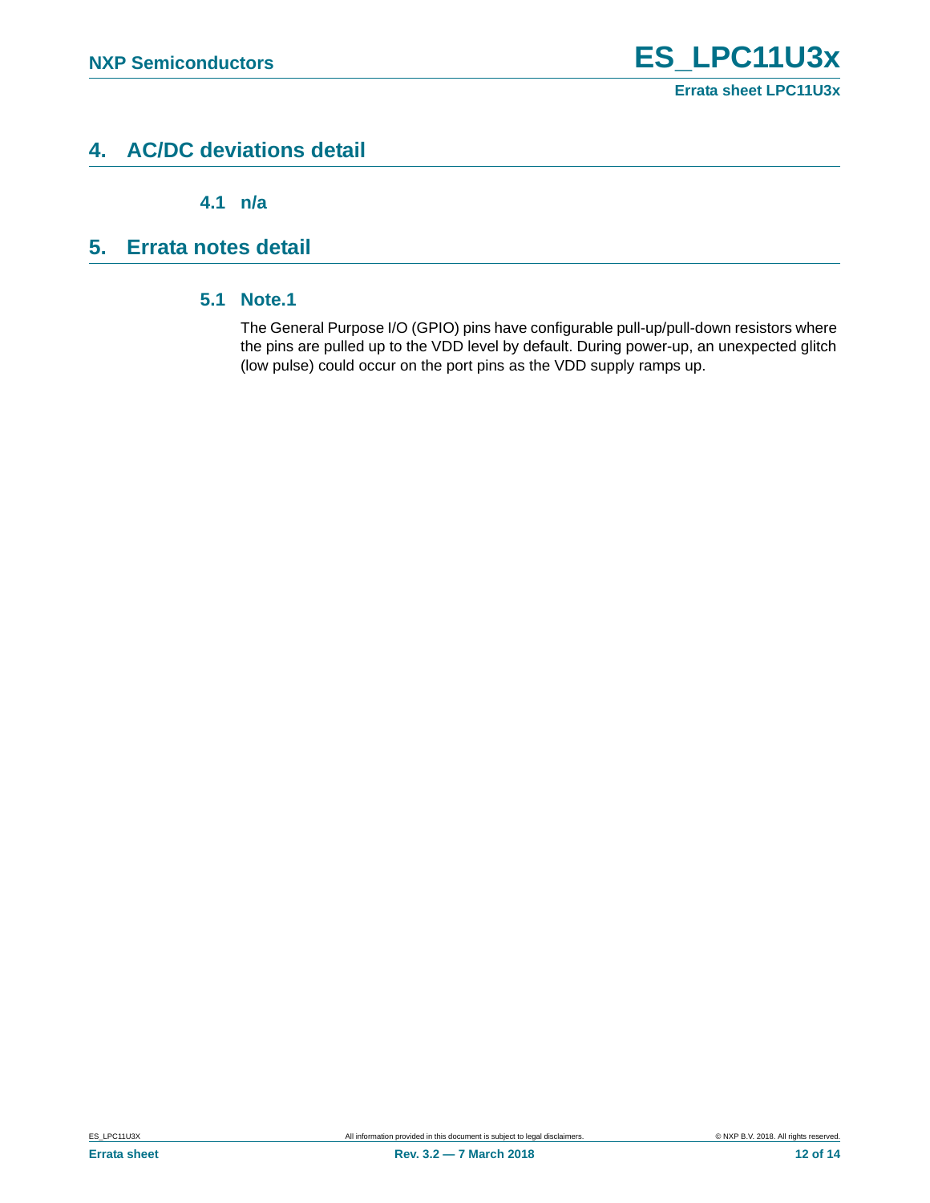## 4. AC/DC deviations detail

### 4.1 n/a

## 5. Errata notes detail

### 5.1 Note.1

The General Purpose I/O (GPIO) pins have configurable pull-up/pull-down resistors where the pins are pulled up to the VDD level by default. During power-up, an unexpected glitch (low pulse) could occur on the port pins as the VDD supply ramps up.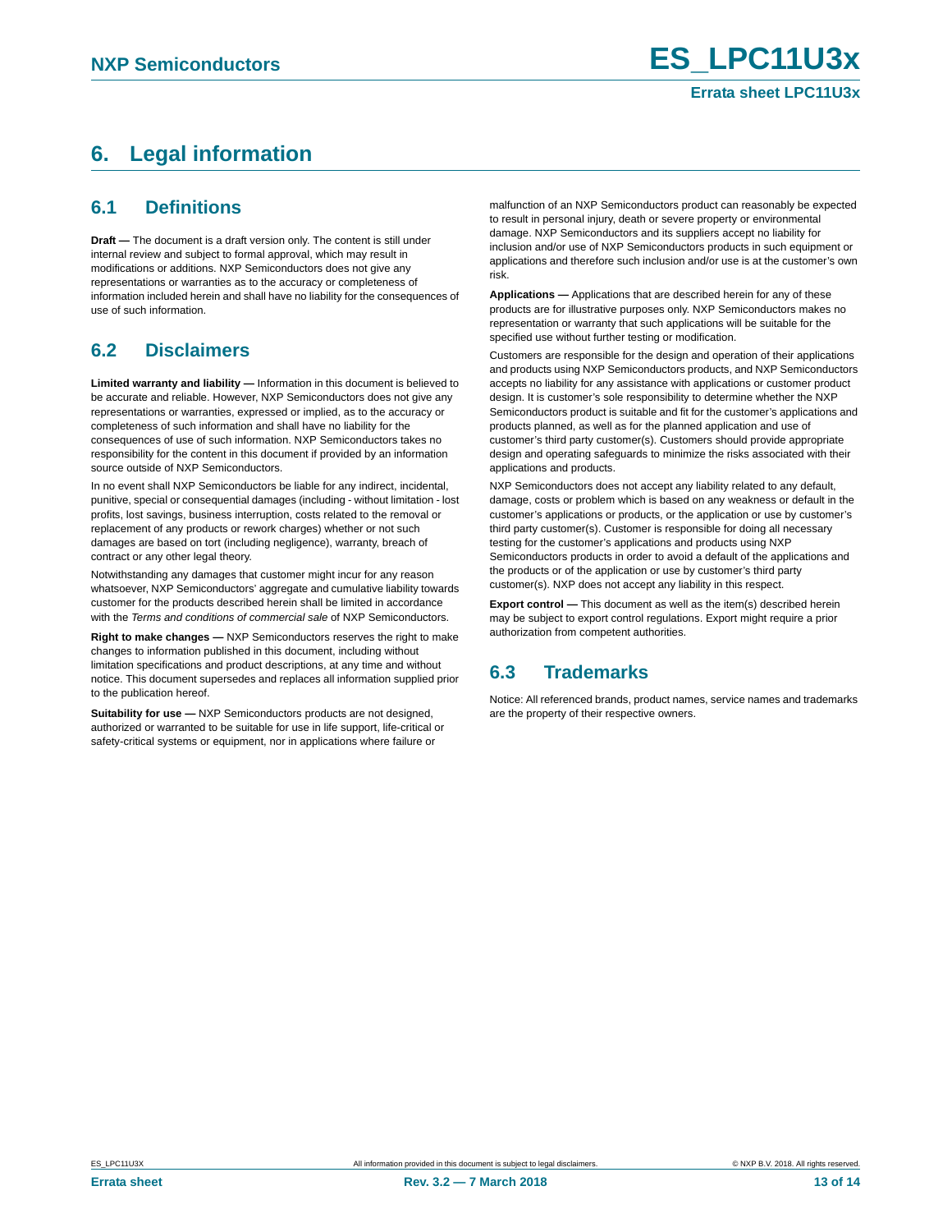# 6. Legal information

## 6.1 Definitions

**Draft —** The document is a draft version only. The content is still under internal review and subject to formal approval, which may result in modifications or additions. NXP Semiconductors does not give any representations or warranties as to the accuracy or completeness of information included herein and shall have no liability for the consequences of use of such information.

## 6.2 Disclaimers

**Limited warranty and liability —** Information in this document is believed to be accurate and reliable. However, NXP Semiconductors does not give any representations or warranties, expressed or implied, as to the accuracy or completeness of such information and shall have no liability for the consequences of use of such information. NXP Semiconductors takes no responsibility for the content in this document if provided by an information source outside of NXP Semiconductors.

In no event shall NXP Semiconductors be liable for any indirect, incidental, punitive, special or consequential damages (including - without limitation - lost profits, lost savings, business interruption, costs related to the removal or replacement of any products or rework charges) whether or not such damages are based on tort (including negligence), warranty, breach of contract or any other legal theory.

Notwithstanding any damages that customer might incur for any reason whatsoever, NXP Semiconductors' aggregate and cumulative liability towards customer for the products described herein shall be limited in accordance with the *Terms and conditions of commercial sale* of NXP Semiconductors.

**Right to make changes —** NXP Semiconductors reserves the right to make changes to information published in this document, including without limitation specifications and product descriptions, at any time and without notice. This document supersedes and replaces all information supplied prior to the publication hereof.

**Suitability for use —** NXP Semiconductors products are not designed, authorized or warranted to be suitable for use in life support, life-critical or safety-critical systems or equipment, nor in applications where failure or malfunction of an NXP Semiconductors product can reasonably be expected to result in personal injury, death or severe property or environmental damage. NXP Semiconductors and its suppliers accept no liability for inclusion and/or use of NXP Semiconductors products in such equipment or applications and therefore such inclusion and/or use is at the customer's own risk.

**Applications —** Applications that are described herein for any of these products are for illustrative purposes only. NXP Semiconductors makes no representation or warranty that such applications will be suitable for the specified use without further testing or modification.

Customers are responsible for the design and operation of their applications and products using NXP Semiconductors products, and NXP Semiconductors accepts no liability for any assistance with applications or customer product design. It is customer's sole responsibility to determine whether the NXP Semiconductors product is suitable and fit for the customer's applications and products planned, as well as for the planned application and use of customer's third party customer(s). Customers should provide appropriate design and operating safeguards to minimize the risks associated with their applications and products.

NXP Semiconductors does not accept any liability related to any default, damage, costs or problem which is based on any weakness or default in the customer's applications or products, or the application or use by customer's third party customer(s). Customer is responsible for doing all necessary testing for the customer's applications and products using NXP Semiconductors products in order to avoid a default of the applications and the products or of the application or use by customer's third party customer(s). NXP does not accept any liability in this respect.

**Export control —** This document as well as the item(s) described herein may be subject to export control regulations. Export might require a prior authorization from competent authorities.

## 6.3 Trademarks

Notice: All referenced brands, product names, service names and trademarks are the property of their respective owners.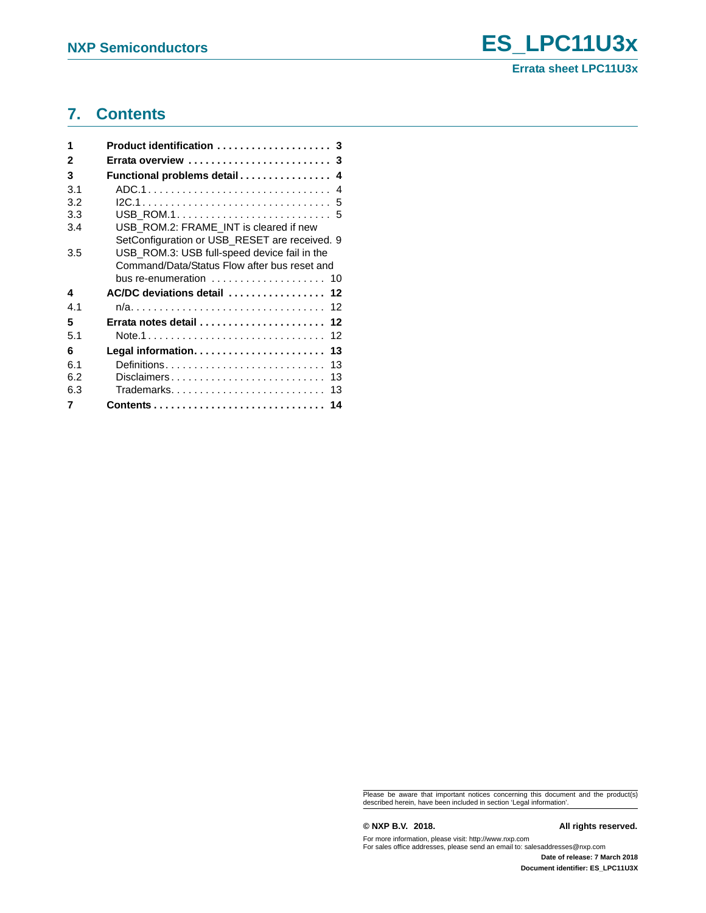## 7. Contents

| | | |
|---|---|---|
| **1** | **Product identification** | **3** |
| **2** | **Errata overview** | **3** |
| **3** | **Functional problems detail** | **4** |
| 3.1 | ADC.1 | 4 |
| 3.2 | I2C.1 | 5 |
| 3.3 | USB_ROM.1 | 5 |
| 3.4 | USB_ROM.2: FRAME_INT is cleared if new SetConfiguration or USB_RESET are received. | 9 |
| 3.5 | USB_ROM.3: USB full-speed device fail in the Command/Data/Status Flow after bus reset and bus re-enumeration | 10 |
| **4** | **AC/DC deviations detail** | **12** |
| 4.1 | n/a. | 12 |
| **5** | **Errata notes detail** | **12** |
| 5.1 | Note.1 | 12 |
| **6** | **Legal information** | **13** |
| 6.1 | Definitions | 13 |
| 6.2 | Disclaimers | 13 |
| 6.3 | Trademarks | 13 |
| **7** | **Contents** | **14** |

Please be aware that important notices concerning this document and the product(s) described herein, have been included in section 'Legal information'.

**© NXP B.V. 2018.** **All rights reserved.**

For more information, please visit: http://www.nxp.com
For sales office addresses, please send an email to: salesaddresses@nxp.com

**Date of release: 7 March 2018**

**Document identifier: ES_LPC11U3X**